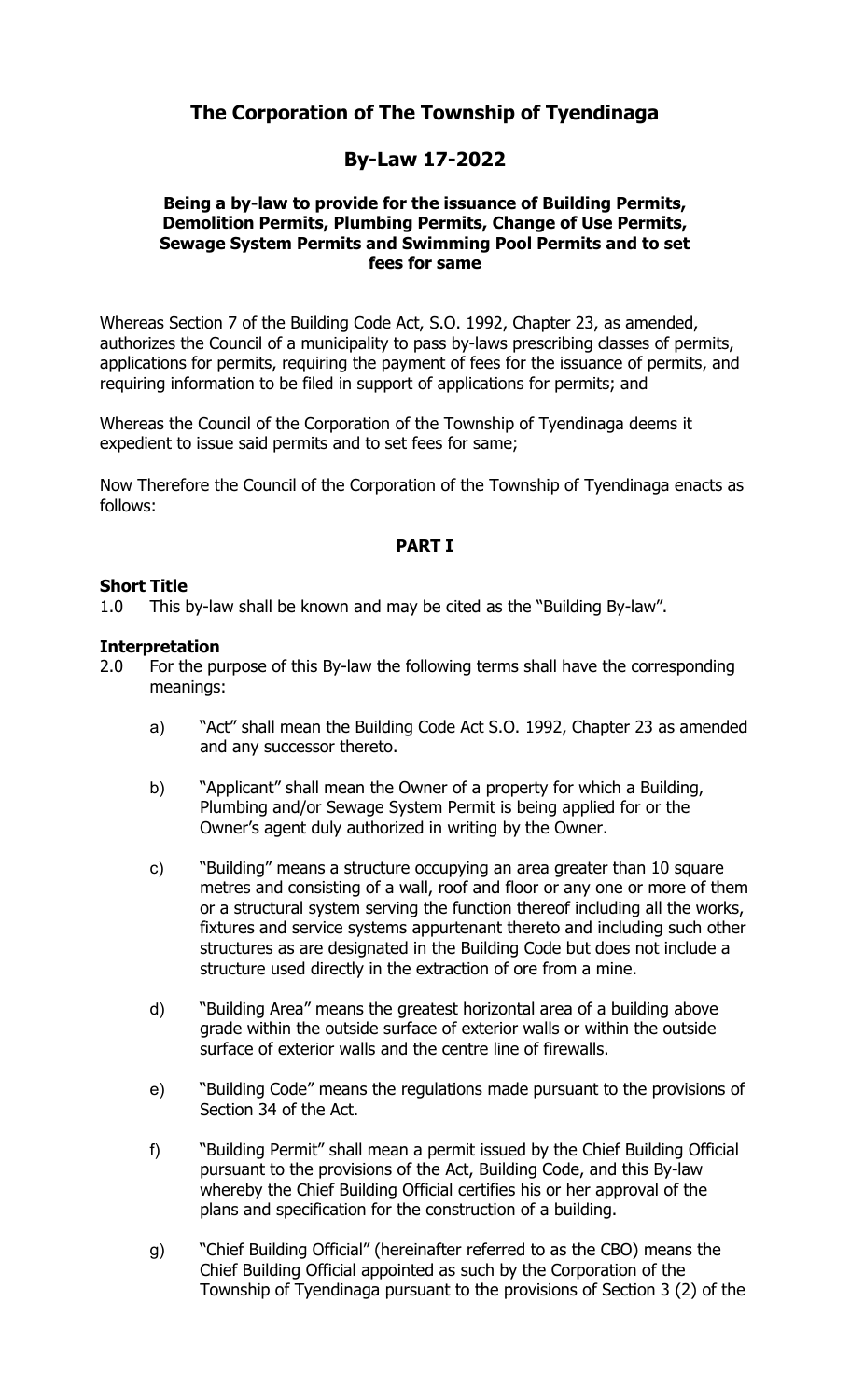# The Corporation of The Township of Tyendinaga

## By-Law 17-2022

**Being a by-law to provide for the issuance of Building Permits, Demolition Permits, Plumbing Permits, Change of Use Permits, Sewage System Permits and Swimming Pool Permits and to set fees for same**

Whereas Section 7 of the Building Code Act, S.O. 1992, Chapter 23, as amended, authorizes the Council of a municipality to pass by-laws prescribing classes of permits, applications for permits, requiring the payment of fees for the issuance of permits, and requiring information to be filed in support of applications for permits; and

Whereas the Council of the Corporation of the Township of Tyendinaga deems it expedient to issue said permits and to set fees for same;

Now Therefore the Council of the Corporation of the Township of Tyendinaga enacts as follows:

**PART I**

**Short Title**

1.0 This by-law shall be known and may be cited as the "Building By-law".

**Interpretation**

2.0 For the purpose of this By-law the following terms shall have the corresponding meanings:

a) "Act" shall mean the Building Code Act S.O. 1992, Chapter 23 as amended and any successor thereto.

b) "Applicant" shall mean the Owner of a property for which a Building, Plumbing and/or Sewage System Permit is being applied for or the Owner's agent duly authorized in writing by the Owner.

c) "Building" means a structure occupying an area greater than 10 square metres and consisting of a wall, roof and floor or any one or more of them or a structural system serving the function thereof including all the works, fixtures and service systems appurtenant thereto and including such other structures as are designated in the Building Code but does not include a structure used directly in the extraction of ore from a mine.

d) "Building Area" means the greatest horizontal area of a building above grade within the outside surface of exterior walls or within the outside surface of exterior walls and the centre line of firewalls.

e) "Building Code" means the regulations made pursuant to the provisions of Section 34 of the Act.

f) "Building Permit" shall mean a permit issued by the Chief Building Official pursuant to the provisions of the Act, Building Code, and this By-law whereby the Chief Building Official certifies his or her approval of the plans and specification for the construction of a building.

g) "Chief Building Official" (hereinafter referred to as the CBO) means the Chief Building Official appointed as such by the Corporation of the Township of Tyendinaga pursuant to the provisions of Section 3 (2) of the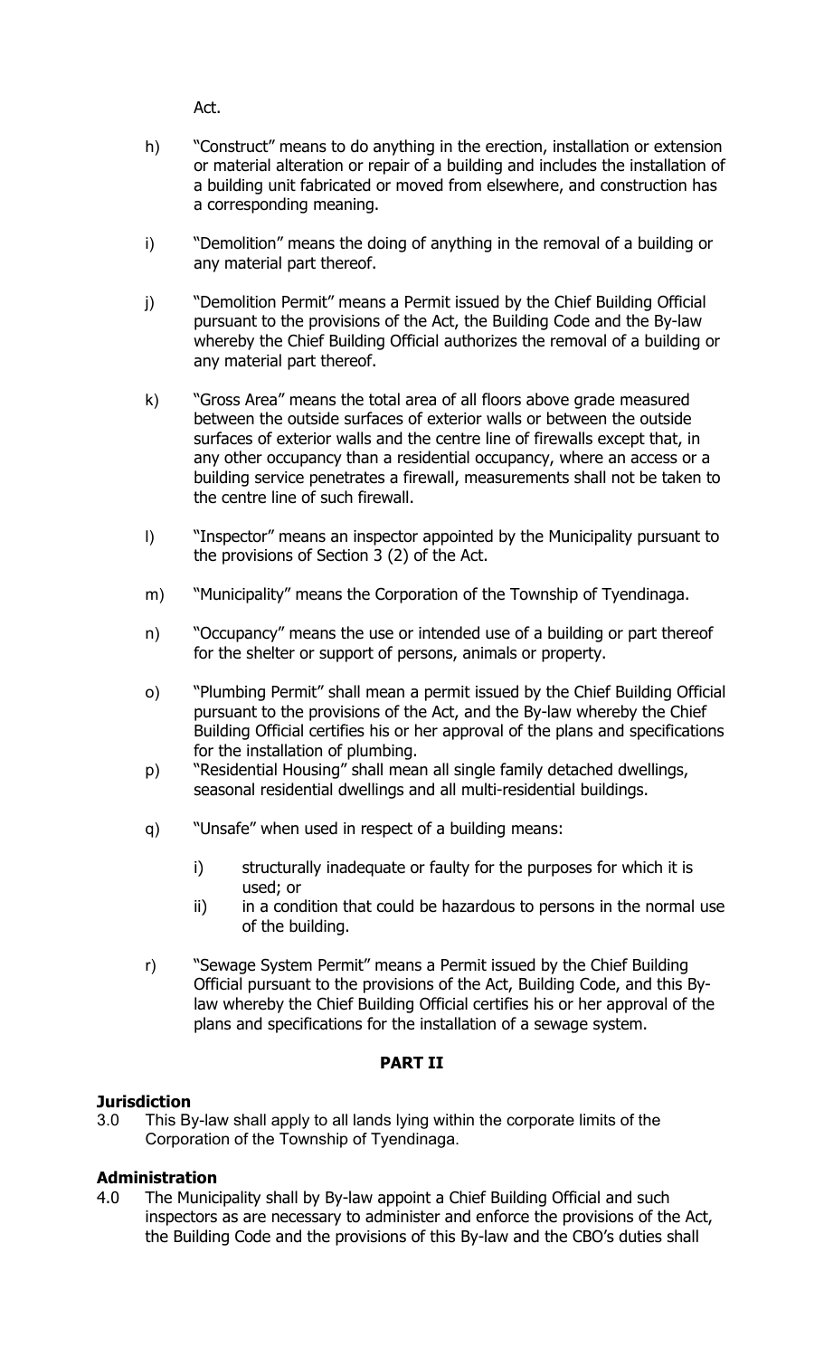Act.

h) "Construct" means to do anything in the erection, installation or extension or material alteration or repair of a building and includes the installation of a building unit fabricated or moved from elsewhere, and construction has a corresponding meaning.

i) "Demolition" means the doing of anything in the removal of a building or any material part thereof.

j) "Demolition Permit" means a Permit issued by the Chief Building Official pursuant to the provisions of the Act, the Building Code and the By-law whereby the Chief Building Official authorizes the removal of a building or any material part thereof.

k) "Gross Area" means the total area of all floors above grade measured between the outside surfaces of exterior walls or between the outside surfaces of exterior walls and the centre line of firewalls except that, in any other occupancy than a residential occupancy, where an access or a building service penetrates a firewall, measurements shall not be taken to the centre line of such firewall.

l) "Inspector" means an inspector appointed by the Municipality pursuant to the provisions of Section 3 (2) of the Act.

m) "Municipality" means the Corporation of the Township of Tyendinaga.

n) "Occupancy" means the use or intended use of a building or part thereof for the shelter or support of persons, animals or property.

o) "Plumbing Permit" shall mean a permit issued by the Chief Building Official pursuant to the provisions of the Act, and the By-law whereby the Chief Building Official certifies his or her approval of the plans and specifications for the installation of plumbing.

p) "Residential Housing" shall mean all single family detached dwellings, seasonal residential dwellings and all multi-residential buildings.

q) "Unsafe" when used in respect of a building means:

   i) structurally inadequate or faulty for the purposes for which it is used; or
   
   ii) in a condition that could be hazardous to persons in the normal use of the building.

r) "Sewage System Permit" means a Permit issued by the Chief Building Official pursuant to the provisions of the Act, Building Code, and this By-law whereby the Chief Building Official certifies his or her approval of the plans and specifications for the installation of a sewage system.

## PART II

**Jurisdiction**

3.0 This By-law shall apply to all lands lying within the corporate limits of the Corporation of the Township of Tyendinaga.

**Administration**

4.0 The Municipality shall by By-law appoint a Chief Building Official and such inspectors as are necessary to administer and enforce the provisions of the Act, the Building Code and the provisions of this By-law and the CBO's duties shall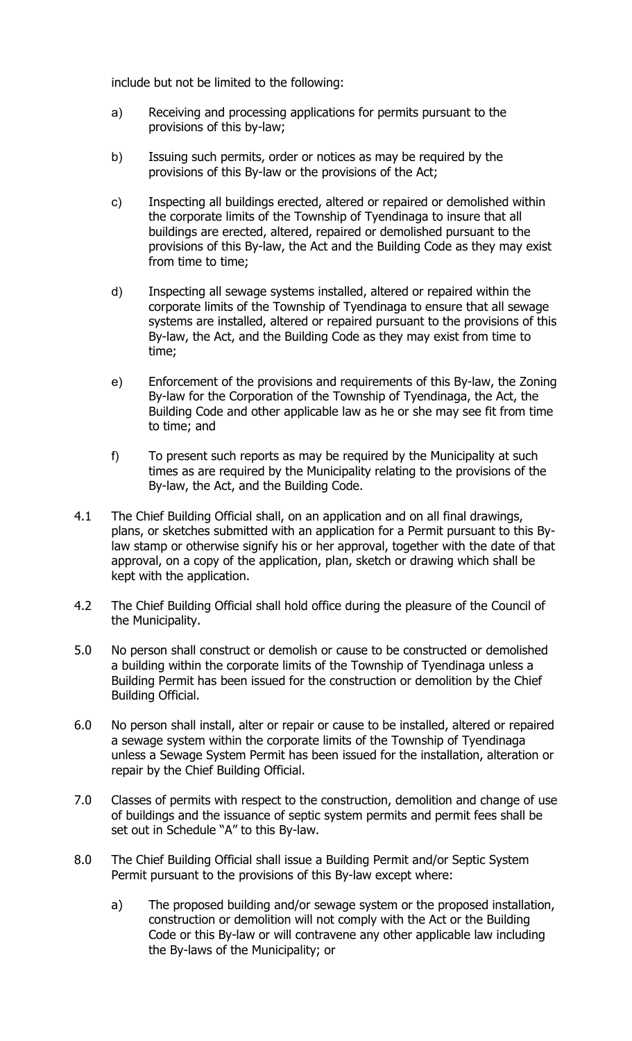include but not be limited to the following:

a) Receiving and processing applications for permits pursuant to the provisions of this by-law;

b) Issuing such permits, order or notices as may be required by the provisions of this By-law or the provisions of the Act;

c) Inspecting all buildings erected, altered or repaired or demolished within the corporate limits of the Township of Tyendinaga to insure that all buildings are erected, altered, repaired or demolished pursuant to the provisions of this By-law, the Act and the Building Code as they may exist from time to time;

d) Inspecting all sewage systems installed, altered or repaired within the corporate limits of the Township of Tyendinaga to ensure that all sewage systems are installed, altered or repaired pursuant to the provisions of this By-law, the Act, and the Building Code as they may exist from time to time;

e) Enforcement of the provisions and requirements of this By-law, the Zoning By-law for the Corporation of the Township of Tyendinaga, the Act, the Building Code and other applicable law as he or she may see fit from time to time; and

f) To present such reports as may be required by the Municipality at such times as are required by the Municipality relating to the provisions of the By-law, the Act, and the Building Code.

4.1 The Chief Building Official shall, on an application and on all final drawings, plans, or sketches submitted with an application for a Permit pursuant to this By-law stamp or otherwise signify his or her approval, together with the date of that approval, on a copy of the application, plan, sketch or drawing which shall be kept with the application.

4.2 The Chief Building Official shall hold office during the pleasure of the Council of the Municipality.

5.0 No person shall construct or demolish or cause to be constructed or demolished a building within the corporate limits of the Township of Tyendinaga unless a Building Permit has been issued for the construction or demolition by the Chief Building Official.

6.0 No person shall install, alter or repair or cause to be installed, altered or repaired a sewage system within the corporate limits of the Township of Tyendinaga unless a Sewage System Permit has been issued for the installation, alteration or repair by the Chief Building Official.

7.0 Classes of permits with respect to the construction, demolition and change of use of buildings and the issuance of septic system permits and permit fees shall be set out in Schedule "A" to this By-law.

8.0 The Chief Building Official shall issue a Building Permit and/or Septic System Permit pursuant to the provisions of this By-law except where:

a) The proposed building and/or sewage system or the proposed installation, construction or demolition will not comply with the Act or the Building Code or this By-law or will contravene any other applicable law including the By-laws of the Municipality; or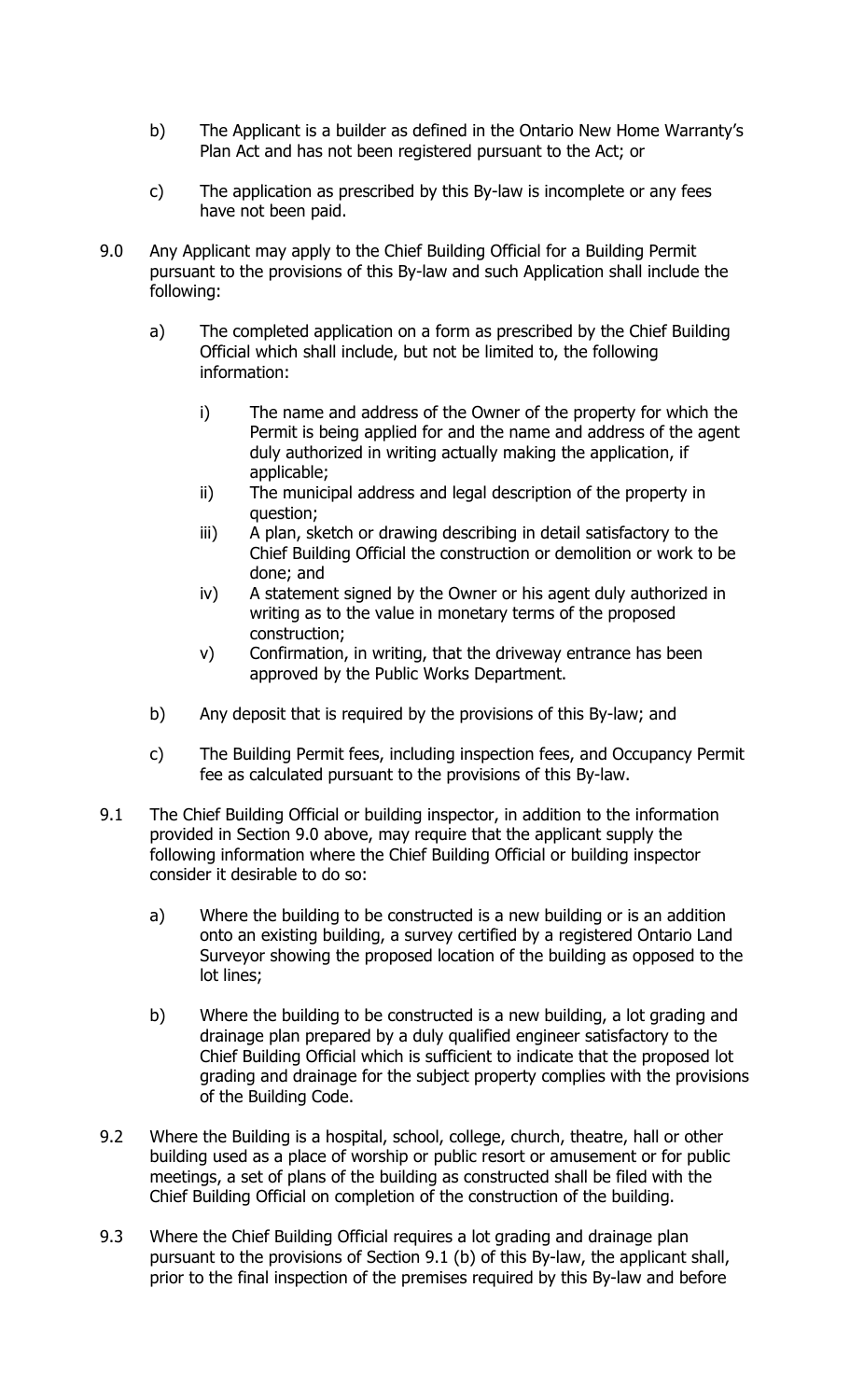b) The Applicant is a builder as defined in the Ontario New Home Warranty's Plan Act and has not been registered pursuant to the Act; or

c) The application as prescribed by this By-law is incomplete or any fees have not been paid.

9.0 Any Applicant may apply to the Chief Building Official for a Building Permit pursuant to the provisions of this By-law and such Application shall include the following:

a) The completed application on a form as prescribed by the Chief Building Official which shall include, but not be limited to, the following information:

i) The name and address of the Owner of the property for which the Permit is being applied for and the name and address of the agent duly authorized in writing actually making the application, if applicable;

ii) The municipal address and legal description of the property in question;

iii) A plan, sketch or drawing describing in detail satisfactory to the Chief Building Official the construction or demolition or work to be done; and

iv) A statement signed by the Owner or his agent duly authorized in writing as to the value in monetary terms of the proposed construction;

v) Confirmation, in writing, that the driveway entrance has been approved by the Public Works Department.

b) Any deposit that is required by the provisions of this By-law; and

c) The Building Permit fees, including inspection fees, and Occupancy Permit fee as calculated pursuant to the provisions of this By-law.

9.1 The Chief Building Official or building inspector, in addition to the information provided in Section 9.0 above, may require that the applicant supply the following information where the Chief Building Official or building inspector consider it desirable to do so:

a) Where the building to be constructed is a new building or is an addition onto an existing building, a survey certified by a registered Ontario Land Surveyor showing the proposed location of the building as opposed to the lot lines;

b) Where the building to be constructed is a new building, a lot grading and drainage plan prepared by a duly qualified engineer satisfactory to the Chief Building Official which is sufficient to indicate that the proposed lot grading and drainage for the subject property complies with the provisions of the Building Code.

9.2 Where the Building is a hospital, school, college, church, theatre, hall or other building used as a place of worship or public resort or amusement or for public meetings, a set of plans of the building as constructed shall be filed with the Chief Building Official on completion of the construction of the building.

9.3 Where the Chief Building Official requires a lot grading and drainage plan pursuant to the provisions of Section 9.1 (b) of this By-law, the applicant shall, prior to the final inspection of the premises required by this By-law and before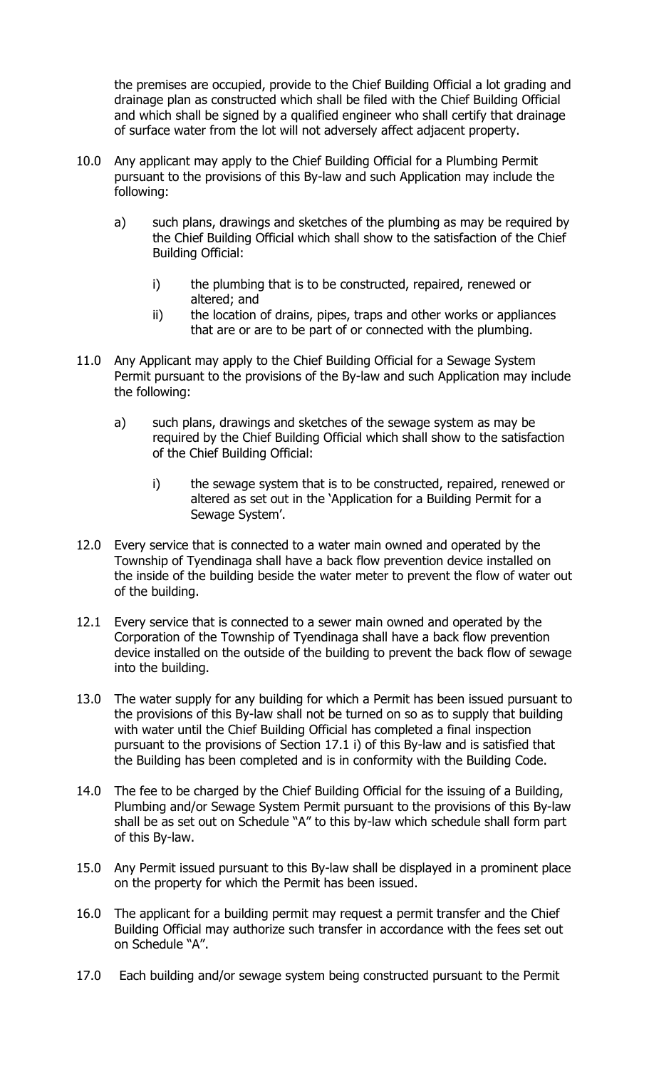the premises are occupied, provide to the Chief Building Official a lot grading and drainage plan as constructed which shall be filed with the Chief Building Official and which shall be signed by a qualified engineer who shall certify that drainage of surface water from the lot will not adversely affect adjacent property.

10.0 Any applicant may apply to the Chief Building Official for a Plumbing Permit pursuant to the provisions of this By-law and such Application may include the following:

a) such plans, drawings and sketches of the plumbing as may be required by the Chief Building Official which shall show to the satisfaction of the Chief Building Official:

i) the plumbing that is to be constructed, repaired, renewed or altered; and

ii) the location of drains, pipes, traps and other works or appliances that are or are to be part of or connected with the plumbing.

11.0 Any Applicant may apply to the Chief Building Official for a Sewage System Permit pursuant to the provisions of the By-law and such Application may include the following:

a) such plans, drawings and sketches of the sewage system as may be required by the Chief Building Official which shall show to the satisfaction of the Chief Building Official:

i) the sewage system that is to be constructed, repaired, renewed or altered as set out in the 'Application for a Building Permit for a Sewage System'.

12.0 Every service that is connected to a water main owned and operated by the Township of Tyendinaga shall have a back flow prevention device installed on the inside of the building beside the water meter to prevent the flow of water out of the building.

12.1 Every service that is connected to a sewer main owned and operated by the Corporation of the Township of Tyendinaga shall have a back flow prevention device installed on the outside of the building to prevent the back flow of sewage into the building.

13.0 The water supply for any building for which a Permit has been issued pursuant to the provisions of this By-law shall not be turned on so as to supply that building with water until the Chief Building Official has completed a final inspection pursuant to the provisions of Section 17.1 i) of this By-law and is satisfied that the Building has been completed and is in conformity with the Building Code.

14.0 The fee to be charged by the Chief Building Official for the issuing of a Building, Plumbing and/or Sewage System Permit pursuant to the provisions of this By-law shall be as set out on Schedule "A" to this by-law which schedule shall form part of this By-law.

15.0 Any Permit issued pursuant to this By-law shall be displayed in a prominent place on the property for which the Permit has been issued.

16.0 The applicant for a building permit may request a permit transfer and the Chief Building Official may authorize such transfer in accordance with the fees set out on Schedule "A".

17.0 Each building and/or sewage system being constructed pursuant to the Permit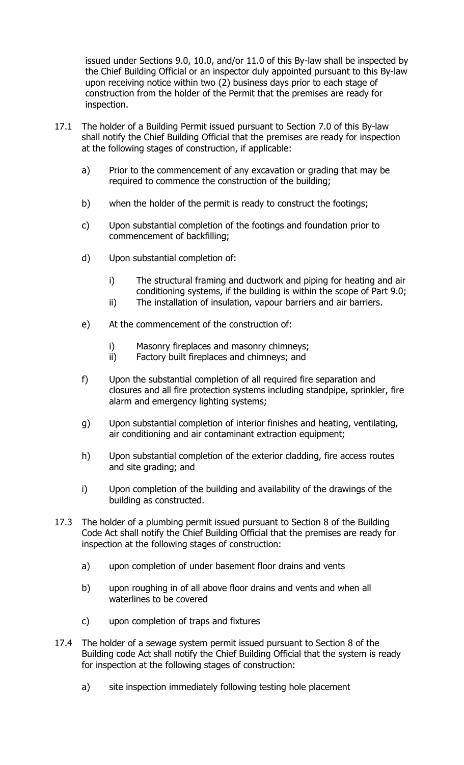issued under Sections 9.0, 10.0, and/or 11.0 of this By-law shall be inspected by the Chief Building Official or an inspector duly appointed pursuant to this By-law upon receiving notice within two (2) business days prior to each stage of construction from the holder of the Permit that the premises are ready for inspection.

17.1 The holder of a Building Permit issued pursuant to Section 7.0 of this By-law shall notify the Chief Building Official that the premises are ready for inspection at the following stages of construction, if applicable:

a) Prior to the commencement of any excavation or grading that may be required to commence the construction of the building;

b) when the holder of the permit is ready to construct the footings;

c) Upon substantial completion of the footings and foundation prior to commencement of backfilling;

d) Upon substantial completion of:

   i) The structural framing and ductwork and piping for heating and air conditioning systems, if the building is within the scope of Part 9.0;
   ii) The installation of insulation, vapour barriers and air barriers.

e) At the commencement of the construction of:

   i) Masonry fireplaces and masonry chimneys;
   ii) Factory built fireplaces and chimneys; and

f) Upon the substantial completion of all required fire separation and closures and all fire protection systems including standpipe, sprinkler, fire alarm and emergency lighting systems;

g) Upon substantial completion of interior finishes and heating, ventilating, air conditioning and air contaminant extraction equipment;

h) Upon substantial completion of the exterior cladding, fire access routes and site grading; and

i) Upon completion of the building and availability of the drawings of the building as constructed.

17.3 The holder of a plumbing permit issued pursuant to Section 8 of the Building Code Act shall notify the Chief Building Official that the premises are ready for inspection at the following stages of construction:

a) upon completion of under basement floor drains and vents

b) upon roughing in of all above floor drains and vents and when all waterlines to be covered

c) upon completion of traps and fixtures

17.4 The holder of a sewage system permit issued pursuant to Section 8 of the Building code Act shall notify the Chief Building Official that the system is ready for inspection at the following stages of construction:

a) site inspection immediately following testing hole placement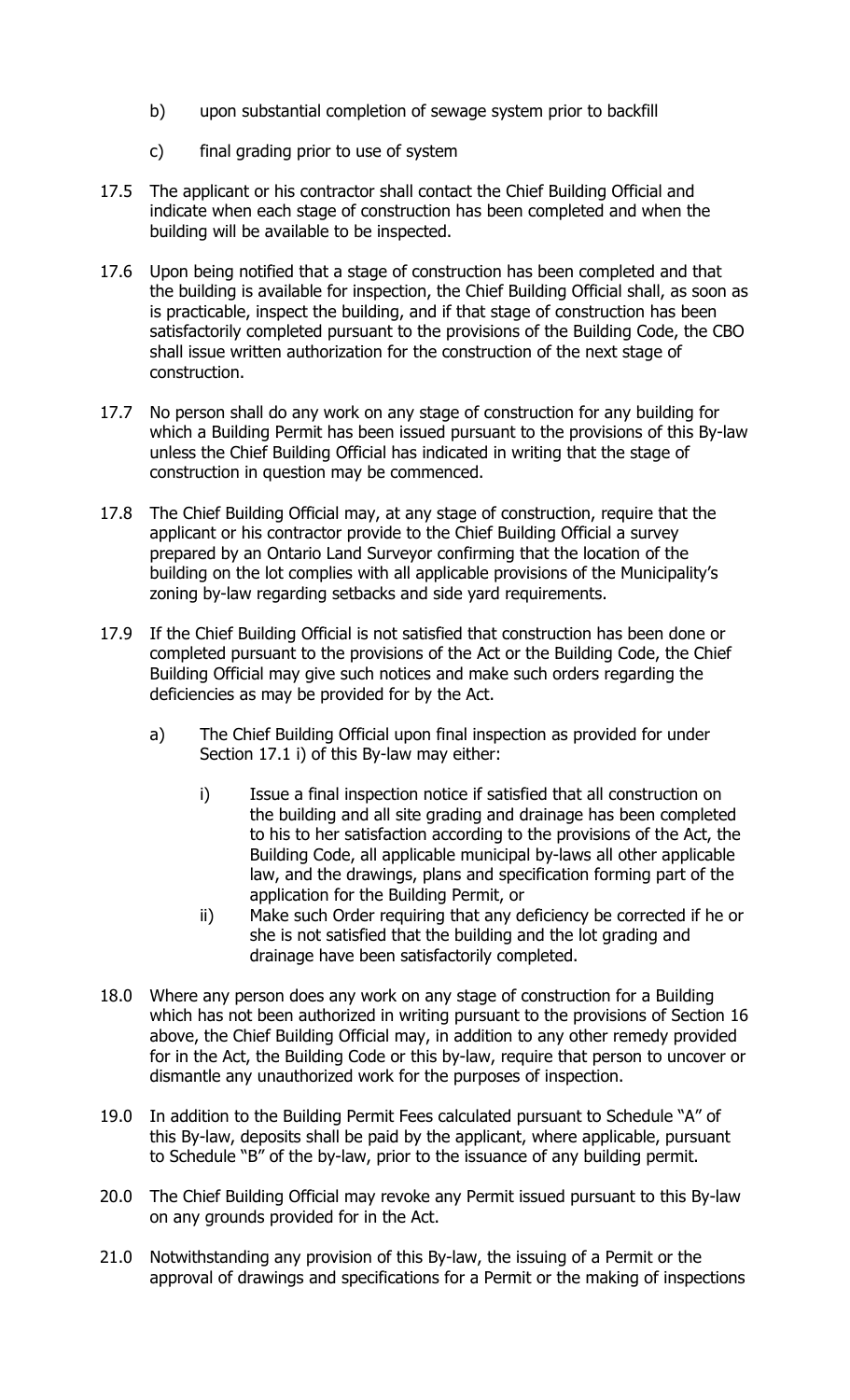b) upon substantial completion of sewage system prior to backfill

c) final grading prior to use of system

17.5 The applicant or his contractor shall contact the Chief Building Official and indicate when each stage of construction has been completed and when the building will be available to be inspected.

17.6 Upon being notified that a stage of construction has been completed and that the building is available for inspection, the Chief Building Official shall, as soon as is practicable, inspect the building, and if that stage of construction has been satisfactorily completed pursuant to the provisions of the Building Code, the CBO shall issue written authorization for the construction of the next stage of construction.

17.7 No person shall do any work on any stage of construction for any building for which a Building Permit has been issued pursuant to the provisions of this By-law unless the Chief Building Official has indicated in writing that the stage of construction in question may be commenced.

17.8 The Chief Building Official may, at any stage of construction, require that the applicant or his contractor provide to the Chief Building Official a survey prepared by an Ontario Land Surveyor confirming that the location of the building on the lot complies with all applicable provisions of the Municipality's zoning by-law regarding setbacks and side yard requirements.

17.9 If the Chief Building Official is not satisfied that construction has been done or completed pursuant to the provisions of the Act or the Building Code, the Chief Building Official may give such notices and make such orders regarding the deficiencies as may be provided for by the Act.

a) The Chief Building Official upon final inspection as provided for under Section 17.1 i) of this By-law may either:

   i) Issue a final inspection notice if satisfied that all construction on the building and all site grading and drainage has been completed to his to her satisfaction according to the provisions of the Act, the Building Code, all applicable municipal by-laws all other applicable law, and the drawings, plans and specification forming part of the application for the Building Permit, or

   ii) Make such Order requiring that any deficiency be corrected if he or she is not satisfied that the building and the lot grading and drainage have been satisfactorily completed.

18.0 Where any person does any work on any stage of construction for a Building which has not been authorized in writing pursuant to the provisions of Section 16 above, the Chief Building Official may, in addition to any other remedy provided for in the Act, the Building Code or this by-law, require that person to uncover or dismantle any unauthorized work for the purposes of inspection.

19.0 In addition to the Building Permit Fees calculated pursuant to Schedule "A" of this By-law, deposits shall be paid by the applicant, where applicable, pursuant to Schedule "B" of the by-law, prior to the issuance of any building permit.

20.0 The Chief Building Official may revoke any Permit issued pursuant to this By-law on any grounds provided for in the Act.

21.0 Notwithstanding any provision of this By-law, the issuing of a Permit or the approval of drawings and specifications for a Permit or the making of inspections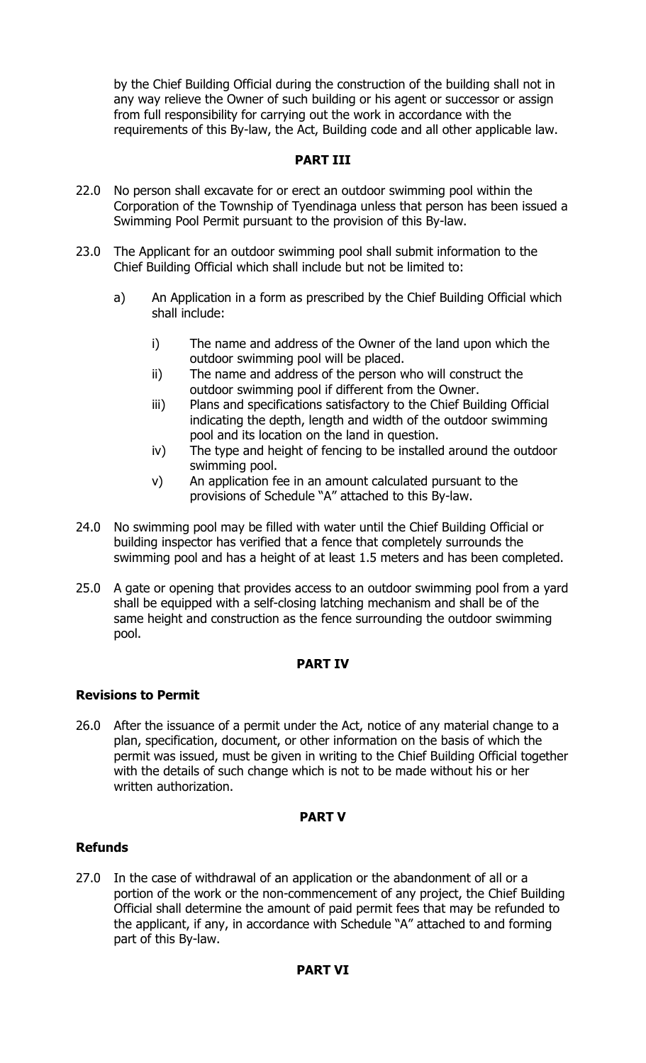by the Chief Building Official during the construction of the building shall not in any way relieve the Owner of such building or his agent or successor or assign from full responsibility for carrying out the work in accordance with the requirements of this By-law, the Act, Building code and all other applicable law.

## PART III

22.0 No person shall excavate for or erect an outdoor swimming pool within the Corporation of the Township of Tyendinaga unless that person has been issued a Swimming Pool Permit pursuant to the provision of this By-law.

23.0 The Applicant for an outdoor swimming pool shall submit information to the Chief Building Official which shall include but not be limited to:

a) An Application in a form as prescribed by the Chief Building Official which shall include:

   i) The name and address of the Owner of the land upon which the outdoor swimming pool will be placed.
   
   ii) The name and address of the person who will construct the outdoor swimming pool if different from the Owner.
   
   iii) Plans and specifications satisfactory to the Chief Building Official indicating the depth, length and width of the outdoor swimming pool and its location on the land in question.
   
   iv) The type and height of fencing to be installed around the outdoor swimming pool.
   
   v) An application fee in an amount calculated pursuant to the provisions of Schedule "A" attached to this By-law.

24.0 No swimming pool may be filled with water until the Chief Building Official or building inspector has verified that a fence that completely surrounds the swimming pool and has a height of at least 1.5 meters and has been completed.

25.0 A gate or opening that provides access to an outdoor swimming pool from a yard shall be equipped with a self-closing latching mechanism and shall be of the same height and construction as the fence surrounding the outdoor swimming pool.

## PART IV

### Revisions to Permit

26.0 After the issuance of a permit under the Act, notice of any material change to a plan, specification, document, or other information on the basis of which the permit was issued, must be given in writing to the Chief Building Official together with the details of such change which is not to be made without his or her written authorization.

## PART V

### Refunds

27.0 In the case of withdrawal of an application or the abandonment of all or a portion of the work or the non-commencement of any project, the Chief Building Official shall determine the amount of paid permit fees that may be refunded to the applicant, if any, in accordance with Schedule "A" attached to and forming part of this By-law.

## PART VI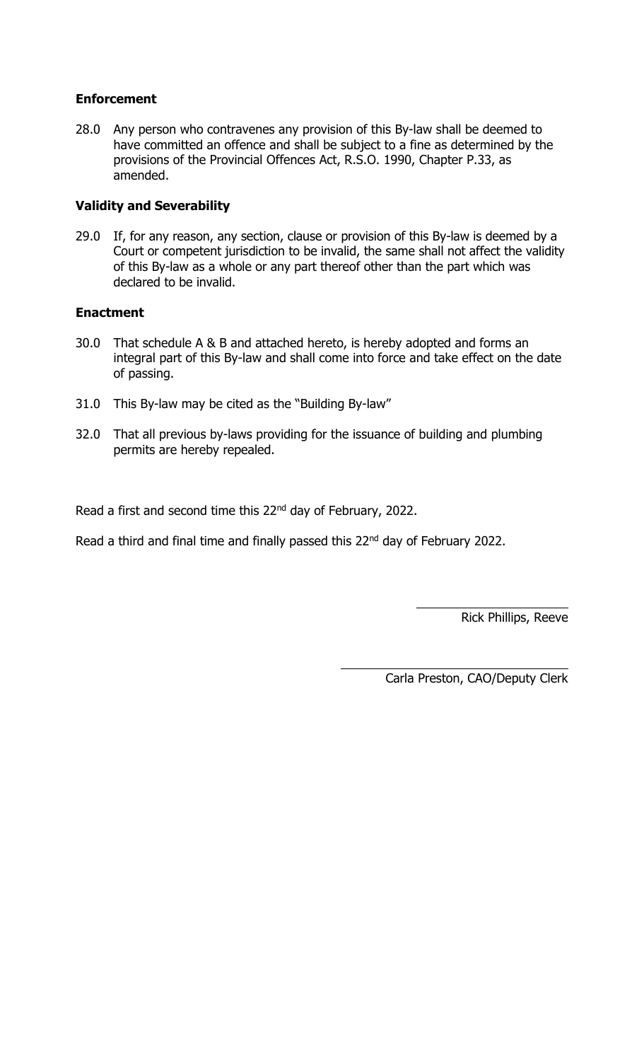**Enforcement**

28.0 Any person who contravenes any provision of this By-law shall be deemed to have committed an offence and shall be subject to a fine as determined by the provisions of the Provincial Offences Act, R.S.O. 1990, Chapter P.33, as amended.

**Validity and Severability**

29.0 If, for any reason, any section, clause or provision of this By-law is deemed by a Court or competent jurisdiction to be invalid, the same shall not affect the validity of this By-law as a whole or any part thereof other than the part which was declared to be invalid.

**Enactment**

30.0 That schedule A & B and attached hereto, is hereby adopted and forms an integral part of this By-law and shall come into force and take effect on the date of passing.

31.0 This By-law may be cited as the "Building By-law"

32.0 That all previous by-laws providing for the issuance of building and plumbing permits are hereby repealed.

Read a first and second time this 22nd day of February, 2022.

Read a third and final time and finally passed this 22nd day of February 2022.

Rick Phillips, Reeve

Carla Preston, CAO/Deputy Clerk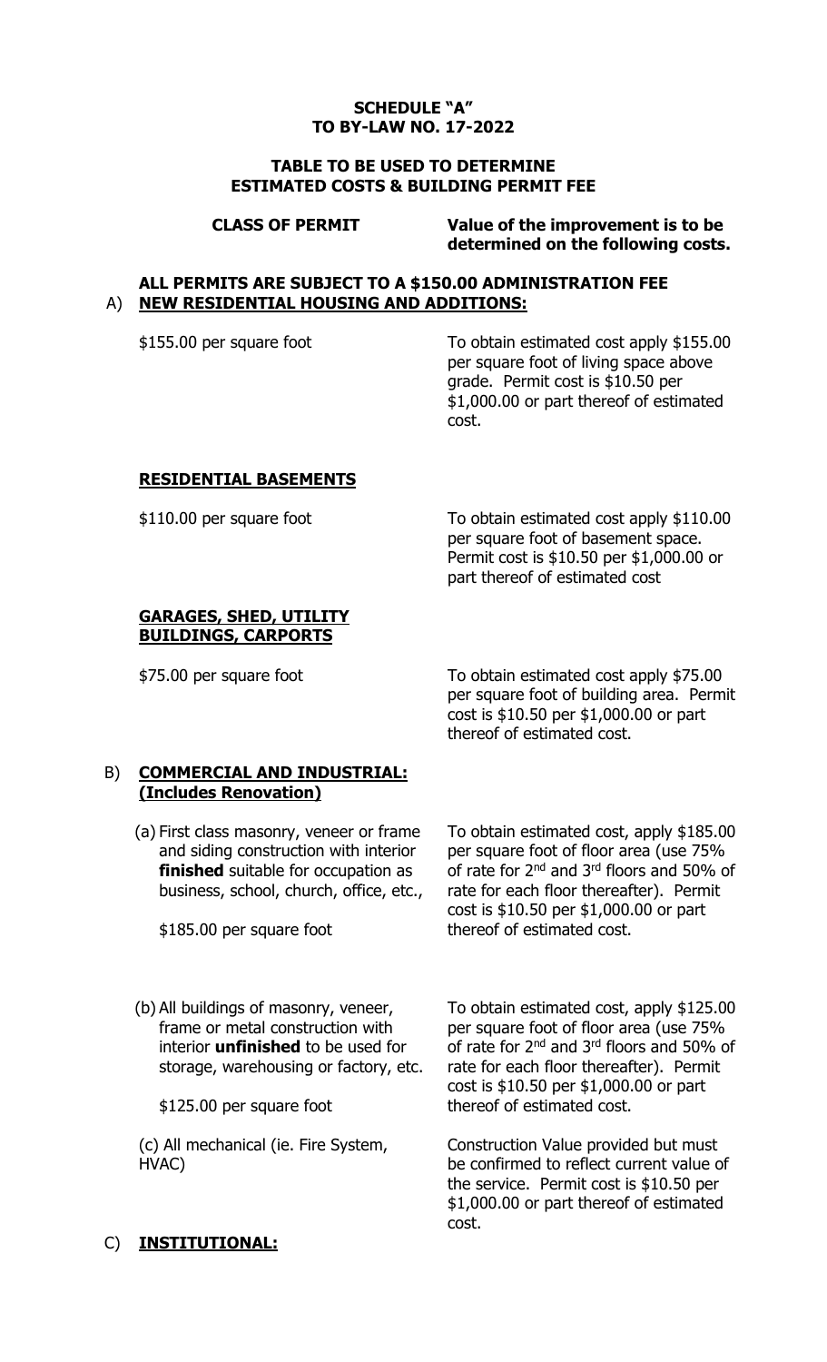**SCHEDULE "A"**
**TO BY-LAW NO. 17-2022**

**TABLE TO BE USED TO DETERMINE ESTIMATED COSTS & BUILDING PERMIT FEE**

| CLASS OF PERMIT | Value of the improvement is to be determined on the following costs. |
|---|---|

**ALL PERMITS ARE SUBJECT TO A $150.00 ADMINISTRATION FEE**

A) **NEW RESIDENTIAL HOUSING AND ADDITIONS:**

| | |
|---|---|
| $155.00 per square foot | To obtain estimated cost apply $155.00 per square foot of living space above grade. Permit cost is $10.50 per $1,000.00 or part thereof of estimated cost. |

**RESIDENTIAL BASEMENTS**

| | |
|---|---|
| $110.00 per square foot | To obtain estimated cost apply $110.00 per square foot of basement space. Permit cost is $10.50 per $1,000.00 or part thereof of estimated cost |

**GARAGES, SHED, UTILITY BUILDINGS, CARPORTS**

| | |
|---|---|
| $75.00 per square foot | To obtain estimated cost apply $75.00 per square foot of building area. Permit cost is $10.50 per $1,000.00 or part thereof of estimated cost. |

B) **COMMERCIAL AND INDUSTRIAL: (Includes Renovation)**

| | |
|---|---|
| (a) First class masonry, veneer or frame and siding construction with interior **finished** suitable for occupation as business, school, church, office, etc., $185.00 per square foot | To obtain estimated cost, apply $185.00 per square foot of floor area (use 75% of rate for 2nd and 3rd floors and 50% of rate for each floor thereafter). Permit cost is $10.50 per $1,000.00 or part thereof of estimated cost. |
| (b) All buildings of masonry, veneer, frame or metal construction with interior **unfinished** to be used for storage, warehousing or factory, etc. $125.00 per square foot | To obtain estimated cost, apply $125.00 per square foot of floor area (use 75% of rate for 2nd and 3rd floors and 50% of rate for each floor thereafter). Permit cost is $10.50 per $1,000.00 or part thereof of estimated cost. |
| (c) All mechanical (ie. Fire System, HVAC) | Construction Value provided but must be confirmed to reflect current value of the service. Permit cost is $10.50 per $1,000.00 or part thereof of estimated cost. |

C) **INSTITUTIONAL:**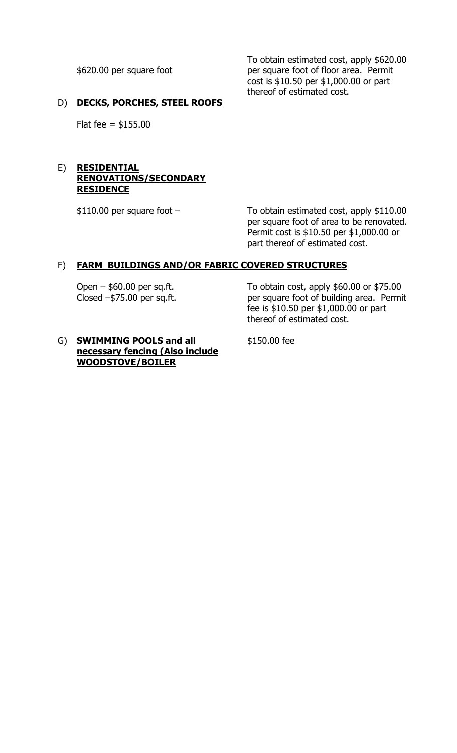| | |
|---|---|
| $620.00 per square foot | To obtain estimated cost, apply $620.00 per square foot of floor area. Permit cost is $10.50 per $1,000.00 or part thereof of estimated cost. |

D) **DECKS, PORCHES, STEEL ROOFS**

Flat fee = $155.00

E) **RESIDENTIAL RENOVATIONS/SECONDARY RESIDENCE**

| | |
|---|---|
| $110.00 per square foot – | To obtain estimated cost, apply $110.00 per square foot of area to be renovated. Permit cost is $10.50 per $1,000.00 or part thereof of estimated cost. |

F) **FARM BUILDINGS AND/OR FABRIC COVERED STRUCTURES**

| | |
|---|---|
| Open – $60.00 per sq.ft.<br>Closed –$75.00 per sq.ft. | To obtain cost, apply $60.00 or $75.00 per square foot of building area. Permit fee is $10.50 per $1,000.00 or part thereof of estimated cost. |

| | |
|---|---|
| G) **SWIMMING POOLS and all necessary fencing (Also include WOODSTOVE/BOILER** | $150.00 fee |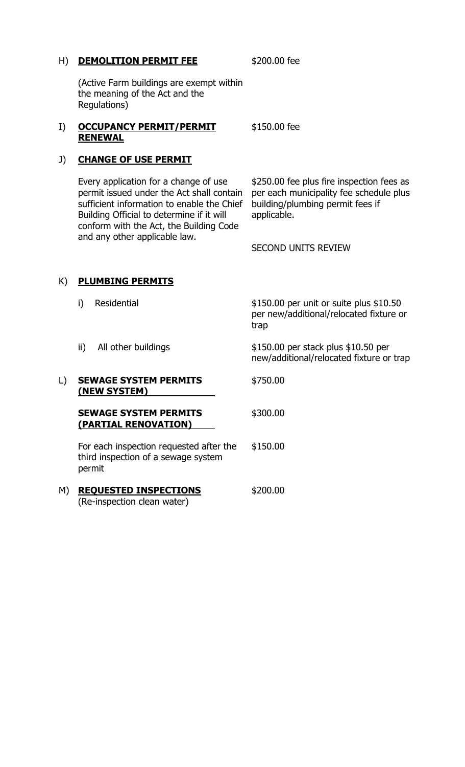H) **DEMOLITION PERMIT FEE** — $200.00 fee

(Active Farm buildings are exempt within the meaning of the Act and the Regulations)

I) **OCCUPANCY PERMIT/PERMIT RENEWAL** — $150.00 fee

J) **CHANGE OF USE PERMIT**

Every application for a change of use permit issued under the Act shall contain sufficient information to enable the Chief Building Official to determine if it will conform with the Act, the Building Code and any other applicable law. — $250.00 fee plus fire inspection fees as per each municipality fee schedule plus building/plumbing permit fees if applicable.

SECOND UNITS REVIEW

K) **PLUMBING PERMITS**

i) Residential — $150.00 per unit or suite plus $10.50 per new/additional/relocated fixture or trap

ii) All other buildings — $150.00 per stack plus $10.50 per new/additional/relocated fixture or trap

L) **SEWAGE SYSTEM PERMITS (NEW SYSTEM)** — $750.00

**SEWAGE SYSTEM PERMITS (PARTIAL RENOVATION)** — $300.00

For each inspection requested after the third inspection of a sewage system permit — $150.00

M) **REQUESTED INSPECTIONS** (Re-inspection clean water) — $200.00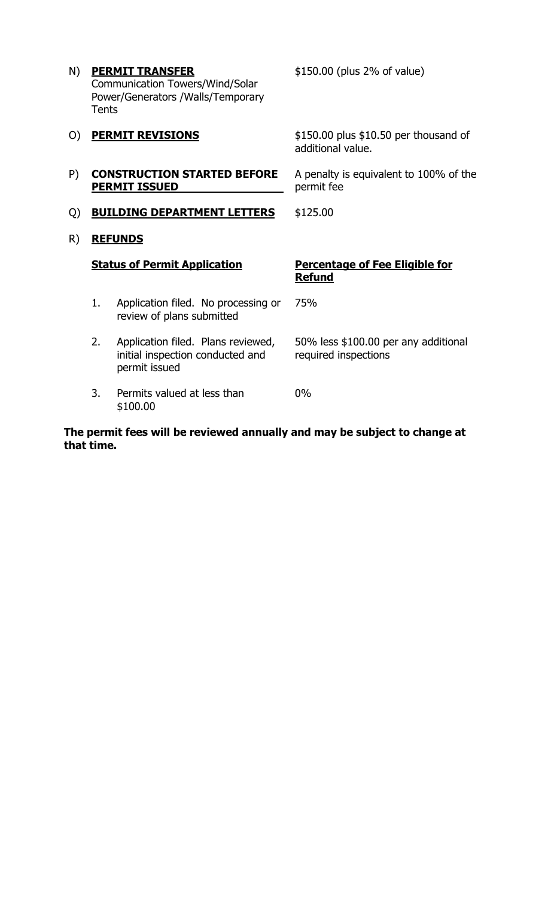N) **PERMIT TRANSFER**
Communication Towers/Wind/Solar Power/Generators /Walls/Temporary Tents — $150.00 (plus 2% of value)

O) **PERMIT REVISIONS** — $150.00 plus $10.50 per thousand of additional value.

P) **CONSTRUCTION STARTED BEFORE PERMIT ISSUED** — A penalty is equivalent to 100% of the permit fee

Q) **BUILDING DEPARTMENT LETTERS** — $125.00

R) **REFUNDS**

| | **Status of Permit Application** | **Percentage of Fee Eligible for Refund** |
|---|---|---|
| 1. | Application filed. No processing or review of plans submitted | 75% |
| 2. | Application filed. Plans reviewed, initial inspection conducted and permit issued | 50% less $100.00 per any additional required inspections |
| 3. | Permits valued at less than $100.00 | 0% |

**The permit fees will be reviewed annually and may be subject to change at that time.**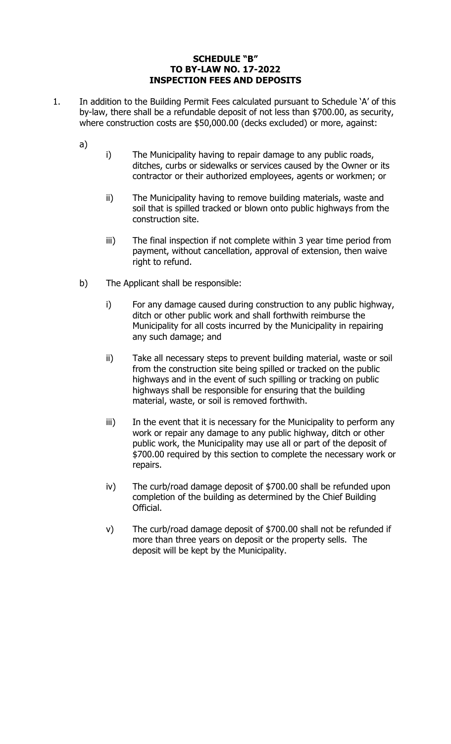**SCHEDULE "B"**
**TO BY-LAW NO. 17-2022**
**INSPECTION FEES AND DEPOSITS**

1. In addition to the Building Permit Fees calculated pursuant to Schedule 'A' of this by-law, there shall be a refundable deposit of not less than $700.00, as security, where construction costs are $50,000.00 (decks excluded) or more, against:

   a)
      i) The Municipality having to repair damage to any public roads, ditches, curbs or sidewalks or services caused by the Owner or its contractor or their authorized employees, agents or workmen; or

      ii) The Municipality having to remove building materials, waste and soil that is spilled tracked or blown onto public highways from the construction site.

      iii) The final inspection if not complete within 3 year time period from payment, without cancellation, approval of extension, then waive right to refund.

   b) The Applicant shall be responsible:

      i) For any damage caused during construction to any public highway, ditch or other public work and shall forthwith reimburse the Municipality for all costs incurred by the Municipality in repairing any such damage; and

      ii) Take all necessary steps to prevent building material, waste or soil from the construction site being spilled or tracked on the public highways and in the event of such spilling or tracking on public highways shall be responsible for ensuring that the building material, waste, or soil is removed forthwith.

      iii) In the event that it is necessary for the Municipality to perform any work or repair any damage to any public highway, ditch or other public work, the Municipality may use all or part of the deposit of $700.00 required by this section to complete the necessary work or repairs.

      iv) The curb/road damage deposit of $700.00 shall be refunded upon completion of the building as determined by the Chief Building Official.

      v) The curb/road damage deposit of $700.00 shall not be refunded if more than three years on deposit or the property sells. The deposit will be kept by the Municipality.